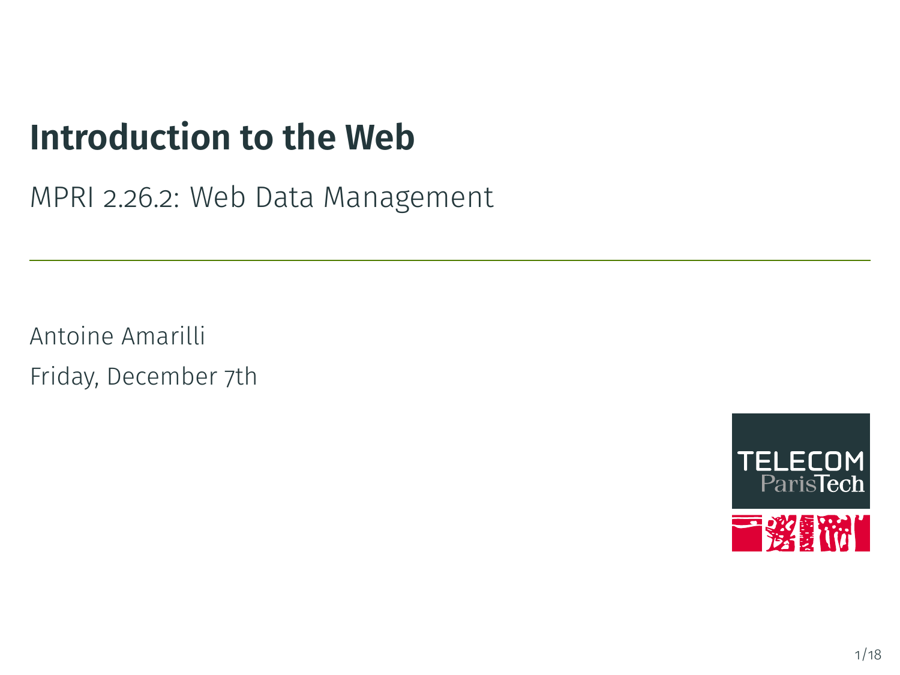# Introduction to the Web

MPRI 2.26.2: Web Data Management

Antoine Amarilli

Friday, December 7th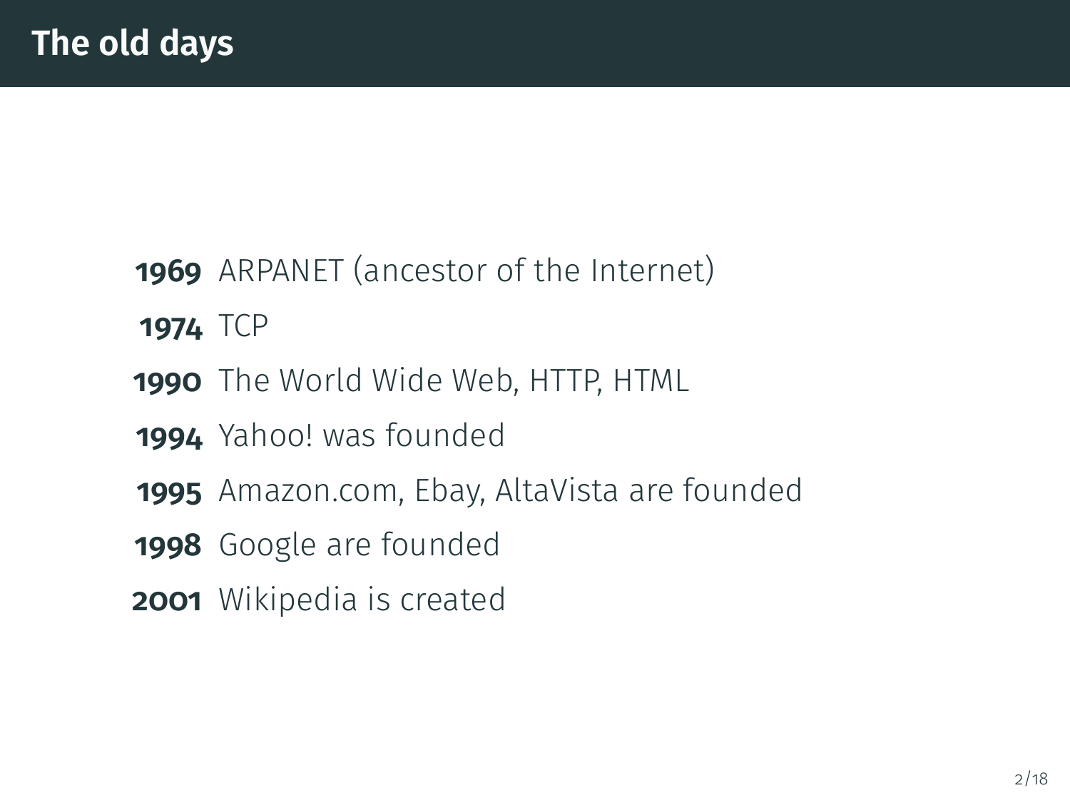# The old days

**1969** ARPANET (ancestor of the Internet)

**1974** TCP

**1990** The World Wide Web, HTTP, HTML

**1994** Yahoo! was founded

**1995** Amazon.com, Ebay, AltaVista are founded

**1998** Google are founded

**2001** Wikipedia is created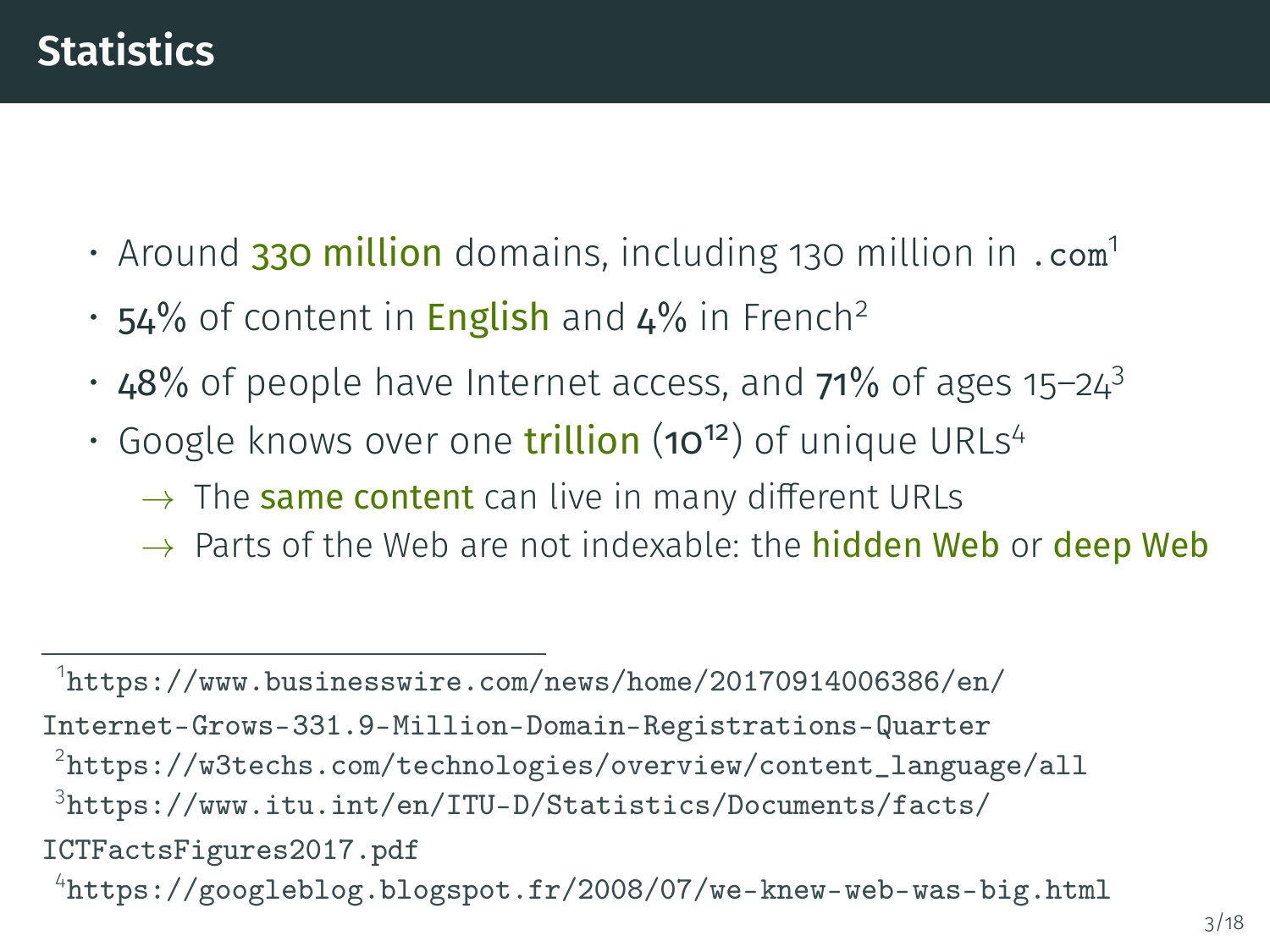# Statistics

- Around **330 million** domains, including 130 million in `.com`[1]
- 54% of content in **English** and 4% in French[2]
- 48% of people have Internet access, and 71% of ages 15–24[3]
- Google knows over one **trillion** ($10^{12}$) of unique URLs[4]
  - → The **same content** can live in many different URLs
  - → Parts of the Web are not indexable: the **hidden Web** or **deep Web**

---

[1] `https://www.businesswire.com/news/home/20170914006386/en/Internet-Grows-331.9-Million-Domain-Registrations-Quarter`

[2] `https://w3techs.com/technologies/overview/content_language/all`

[3] `https://www.itu.int/en/ITU-D/Statistics/Documents/facts/ICTFactsFigures2017.pdf`

[4] `https://googleblog.blogspot.fr/2008/07/we-knew-web-was-big.html`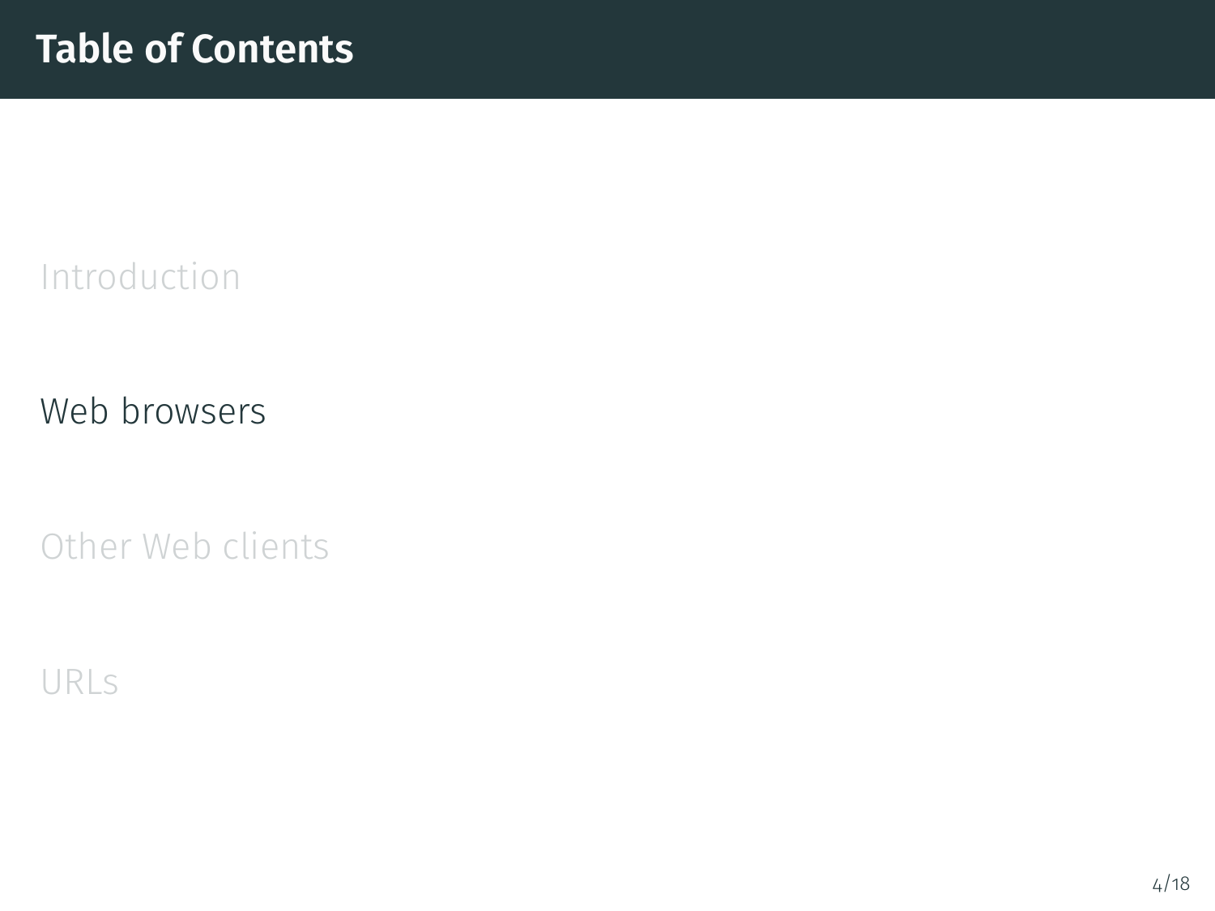# Table of Contents

Introduction

Web browsers

Other Web clients

URLs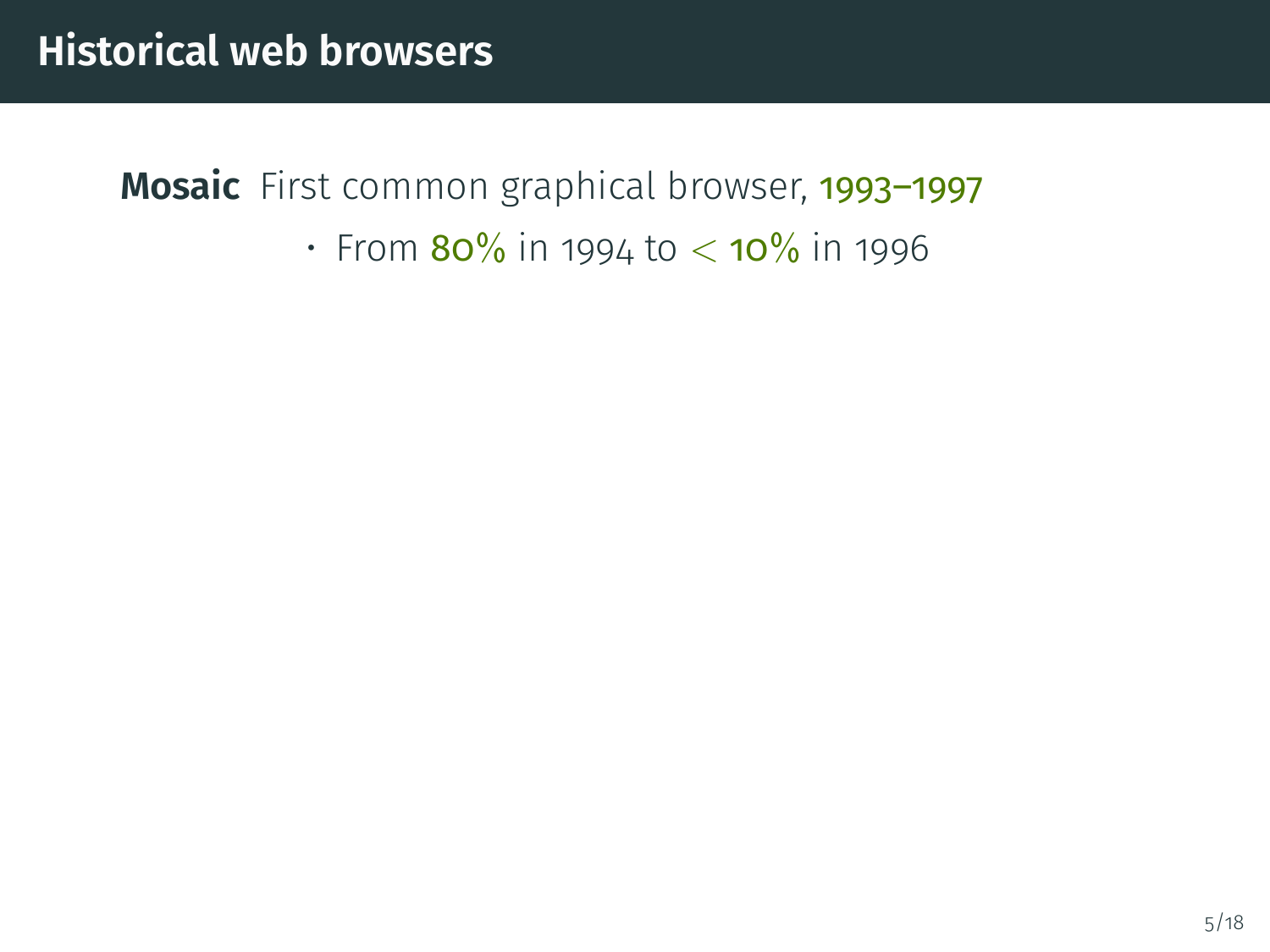# Historical web browsers

**Mosaic** First common graphical browser, 1993–1997

- From 80% in 1994 to $<$ 10% in 1996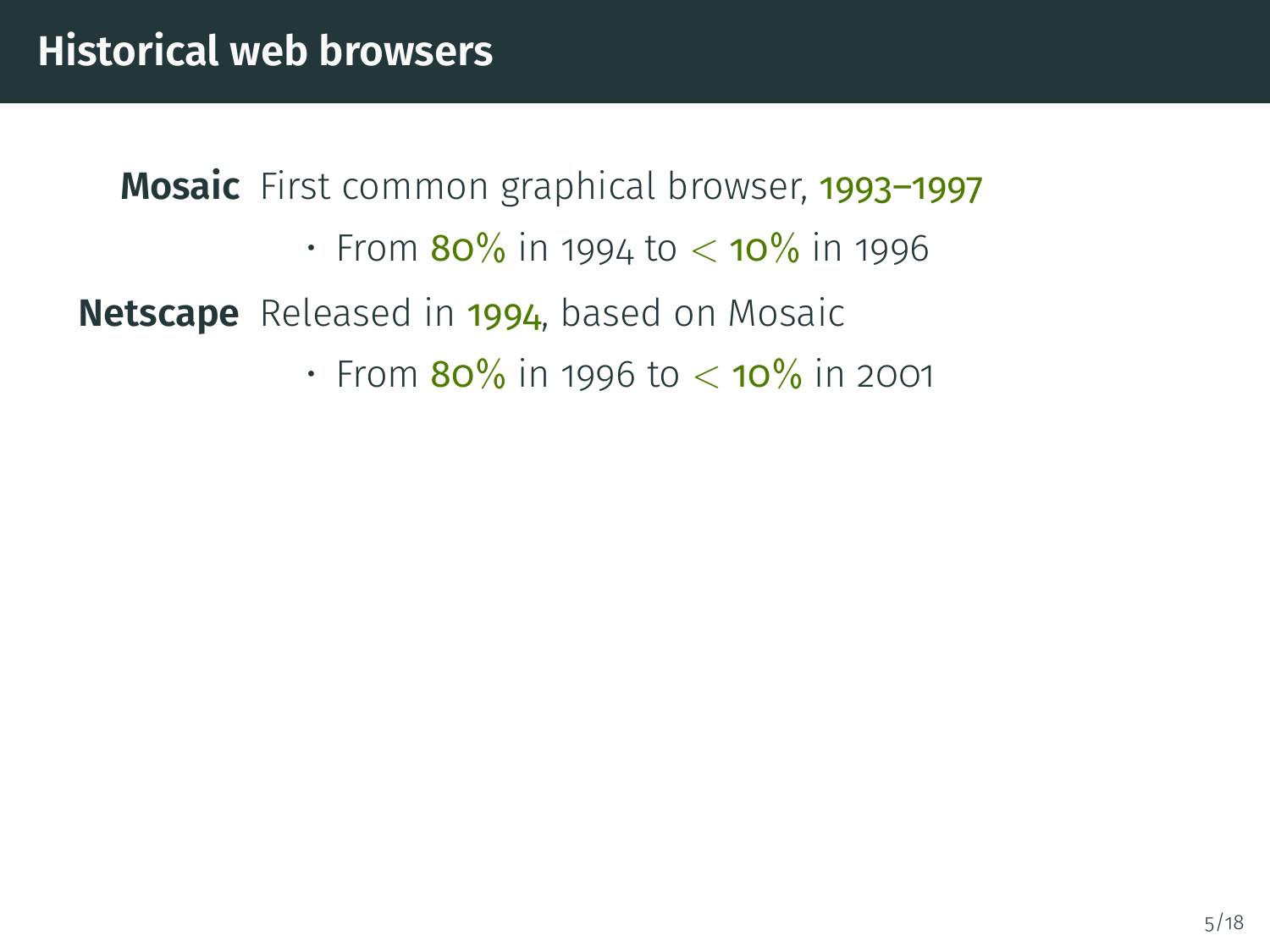# Historical web browsers

**Mosaic** First common graphical browser, 1993–1997

- From 80% in 1994 to $<$ 10% in 1996

**Netscape** Released in 1994, based on Mosaic

- From 80% in 1996 to $<$ 10% in 2001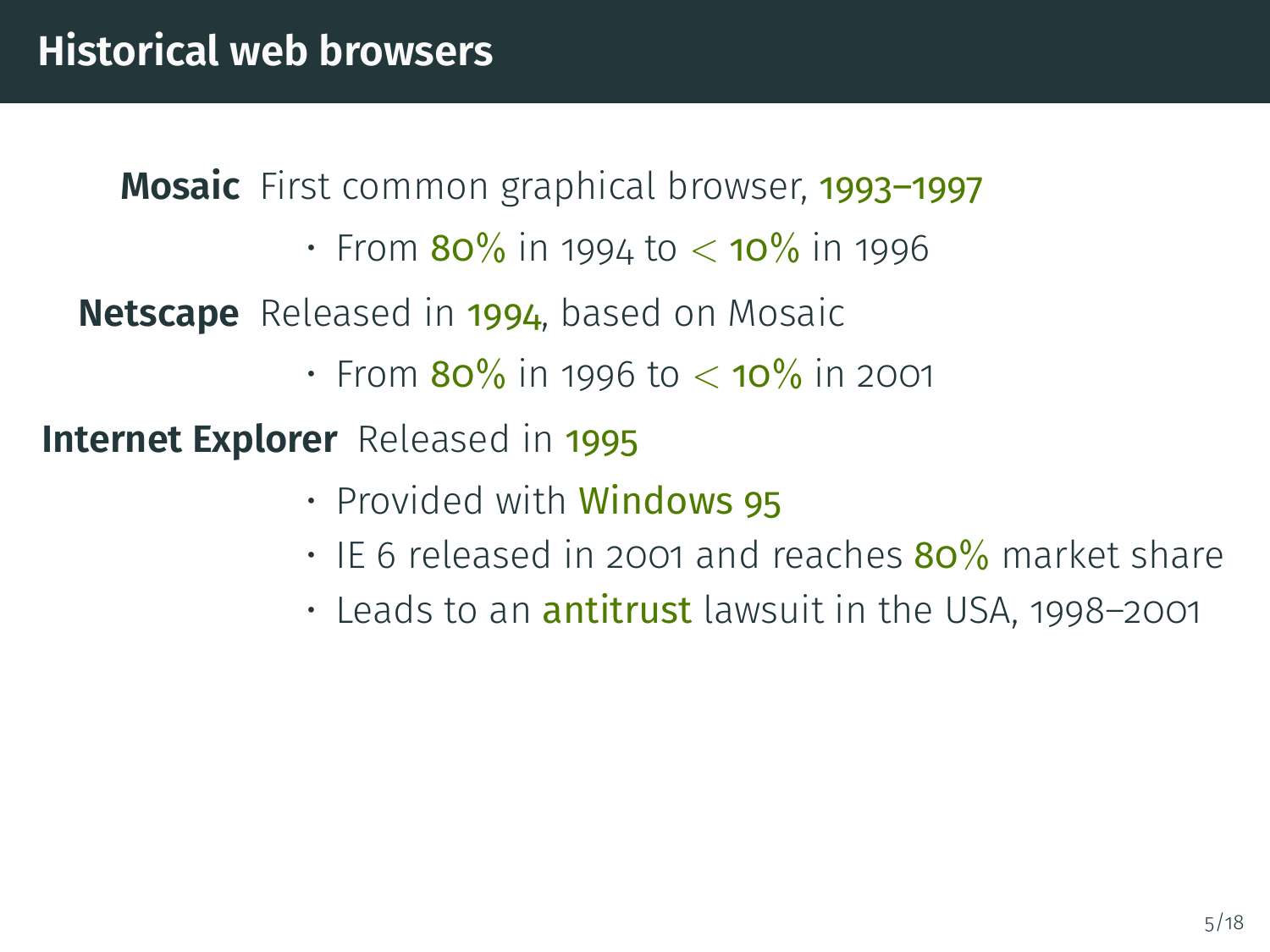# Historical web browsers

**Mosaic** First common graphical browser, 1993–1997

- From 80% in 1994 to $<$ 10% in 1996

**Netscape** Released in 1994, based on Mosaic

- From 80% in 1996 to $<$ 10% in 2001

**Internet Explorer** Released in 1995

- Provided with Windows 95
- IE 6 released in 2001 and reaches 80% market share
- Leads to an antitrust lawsuit in the USA, 1998–2001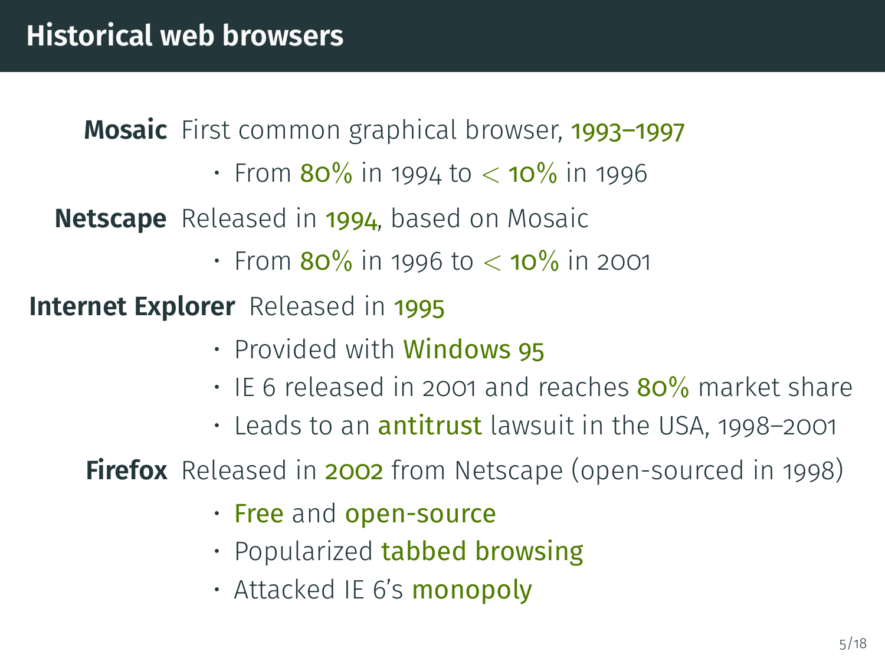# Historical web browsers

**Mosaic** First common graphical browser, 1993–1997

- From 80% in 1994 to $<$ 10% in 1996

**Netscape** Released in 1994, based on Mosaic

- From 80% in 1996 to $<$ 10% in 2001

**Internet Explorer** Released in 1995

- Provided with Windows 95
- IE 6 released in 2001 and reaches 80% market share
- Leads to an antitrust lawsuit in the USA, 1998–2001

**Firefox** Released in 2002 from Netscape (open-sourced in 1998)

- Free and open-source
- Popularized tabbed browsing
- Attacked IE 6's monopoly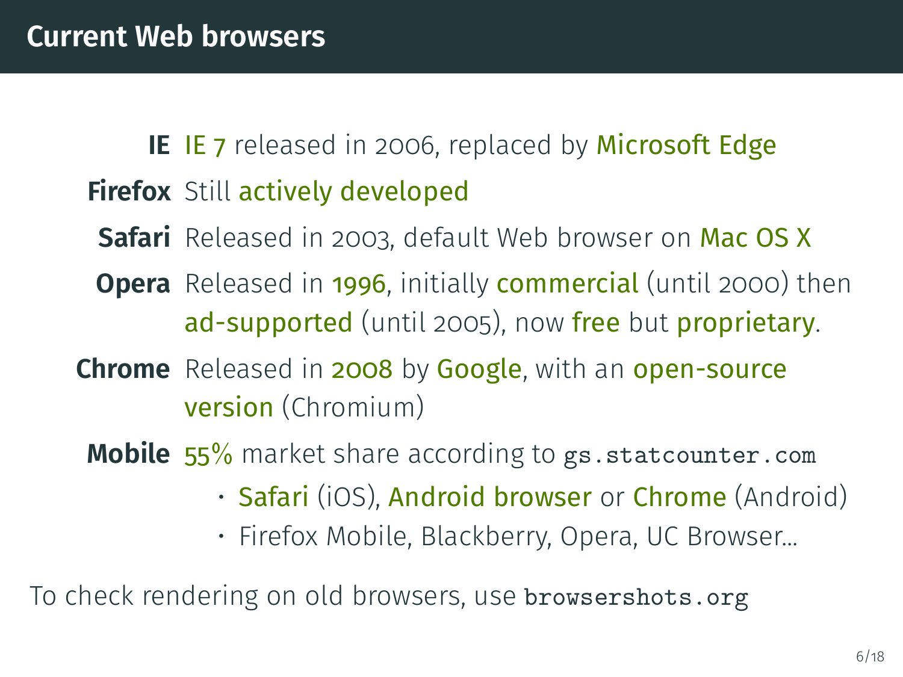## Current Web browsers

**IE** IE 7 released in 2006, replaced by Microsoft Edge

**Firefox** Still actively developed

**Safari** Released in 2003, default Web browser on Mac OS X

**Opera** Released in 1996, initially commercial (until 2000) then ad-supported (until 2005), now free but proprietary.

**Chrome** Released in 2008 by Google, with an open-source version (Chromium)

**Mobile** 55% market share according to `gs.statcounter.com`

- Safari (iOS), Android browser or Chrome (Android)
- Firefox Mobile, Blackberry, Opera, UC Browser...

To check rendering on old browsers, use `browsershots.org`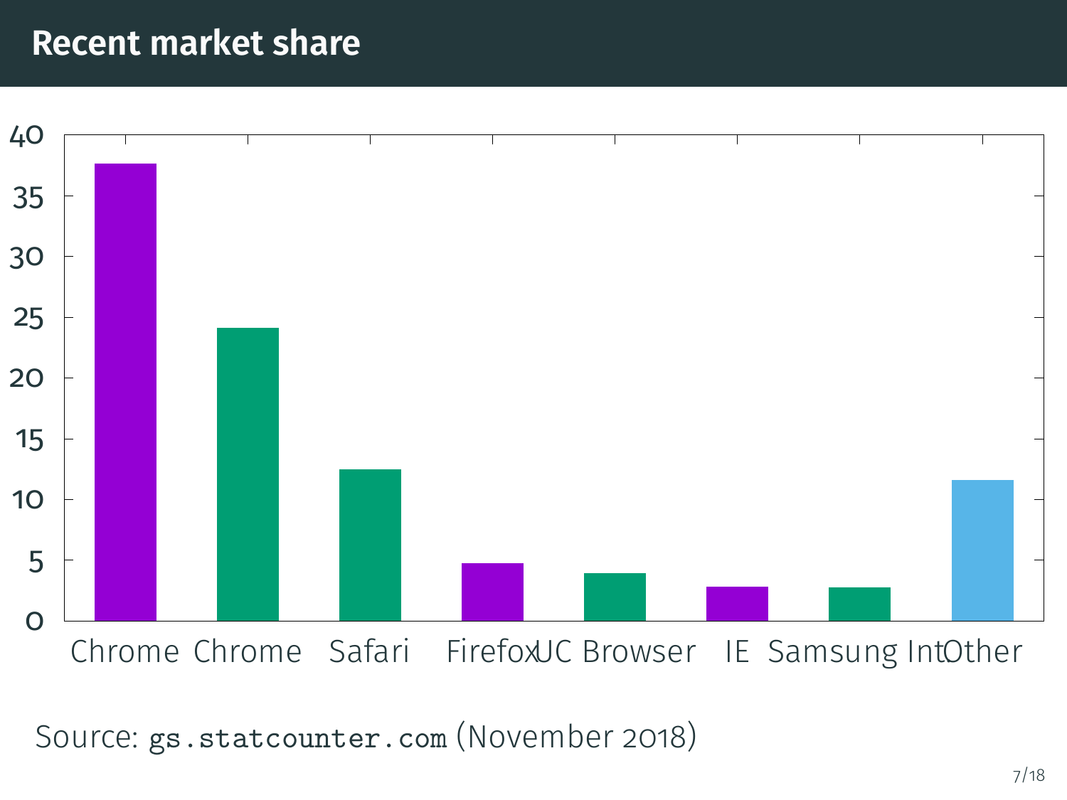# Recent market share

40
35
30
25
20
15
10
5
0

Chrome Chrome Safari Firefox UC Browser IE Samsung Int Other

Source: `gs.statcounter.com` (November 2018)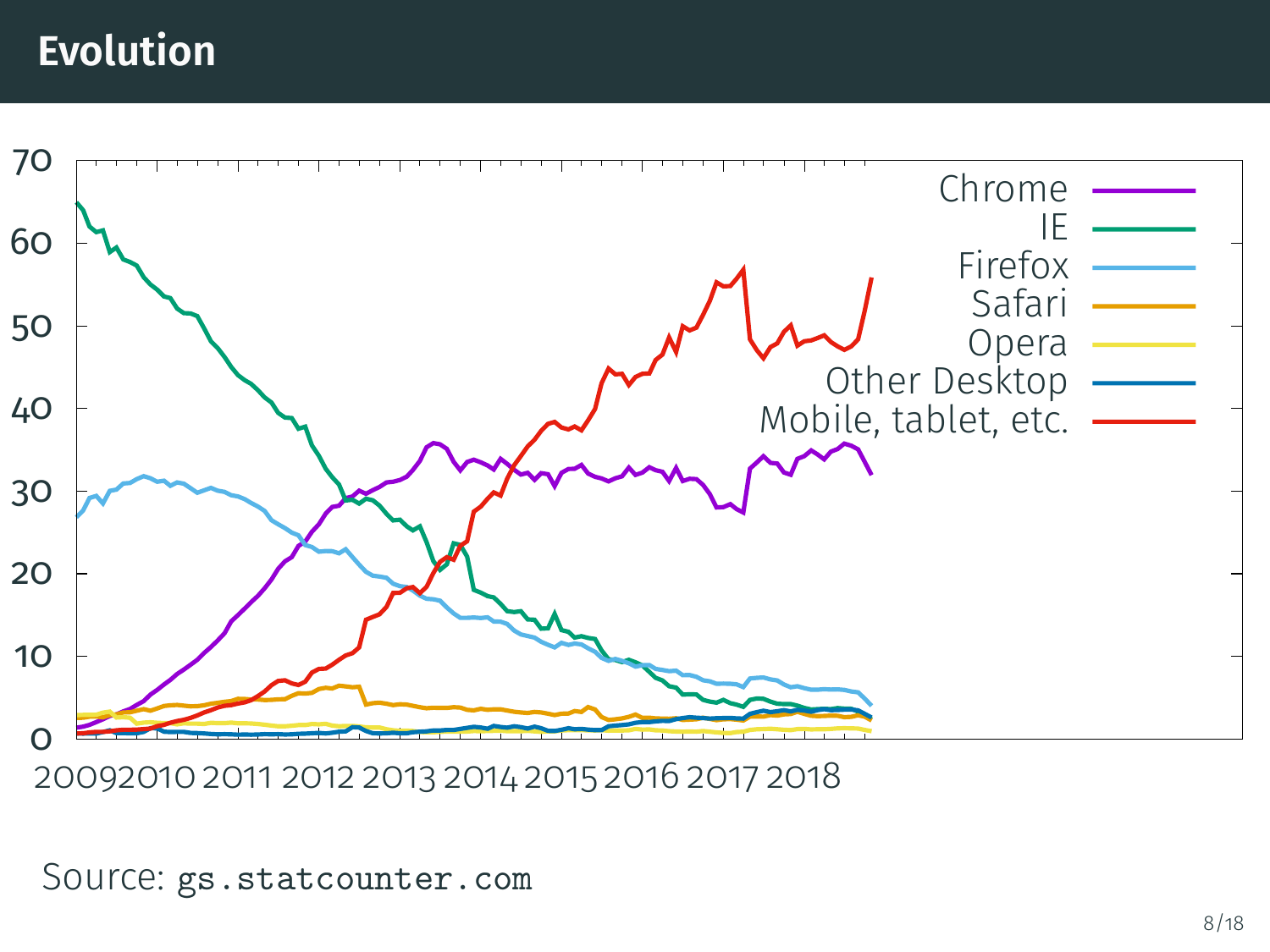# Evolution

Source: `gs.statcounter.com`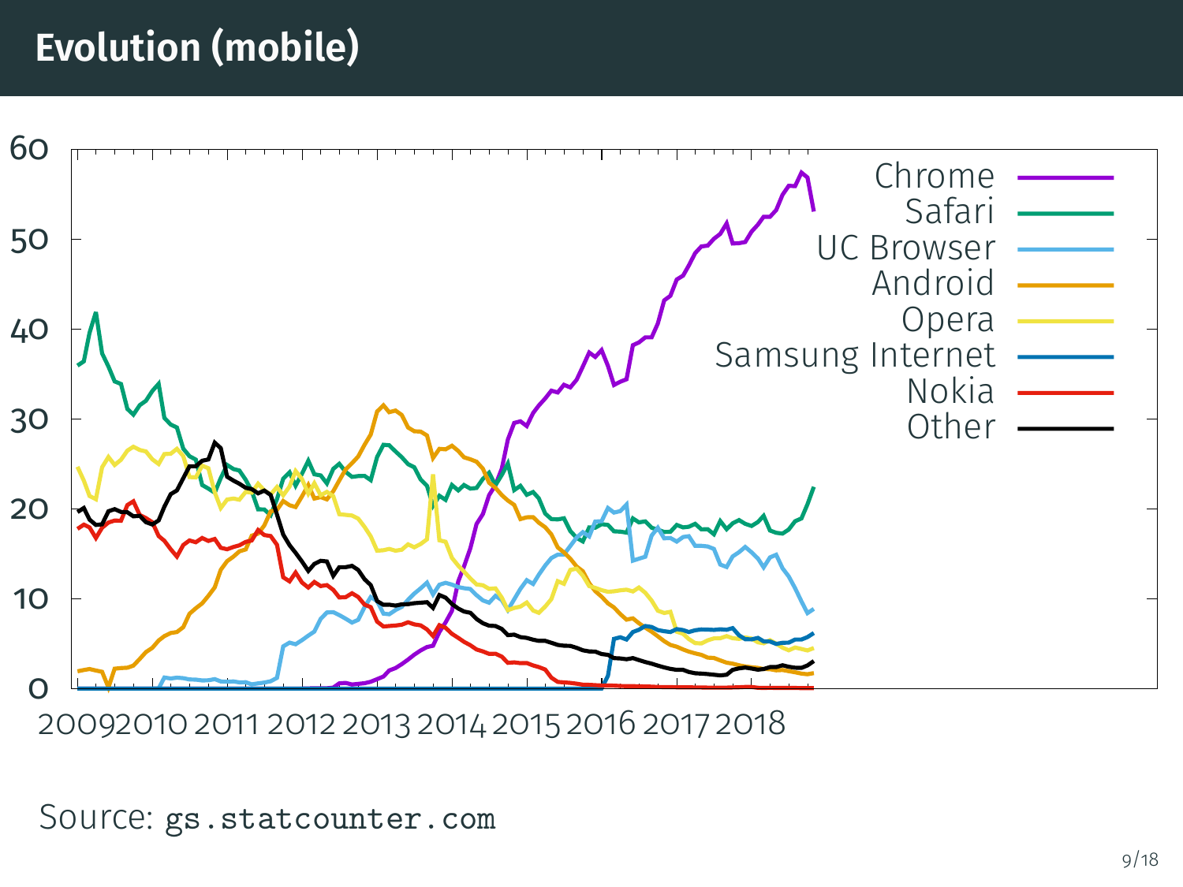# Evolution (mobile)

Source: `gs.statcounter.com`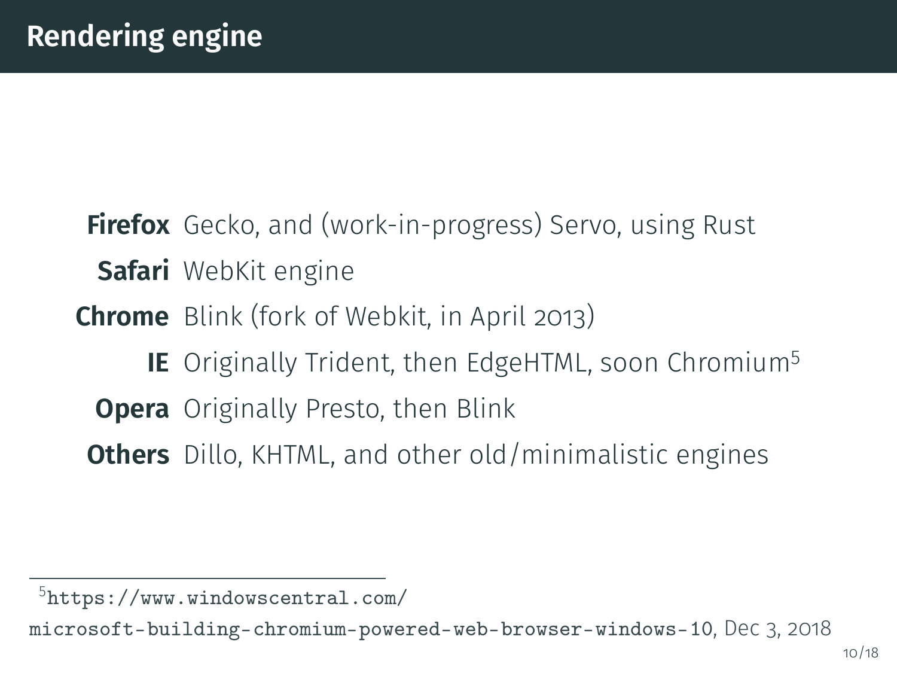# Rendering engine

**Firefox** Gecko, and (work-in-progress) Servo, using Rust

**Safari** WebKit engine

**Chrome** Blink (fork of Webkit, in April 2013)

**IE** Originally Trident, then EdgeHTML, soon Chromium[5]

**Opera** Originally Presto, then Blink

**Others** Dillo, KHTML, and other old/minimalistic engines

---

[5] https://www.windowscentral.com/microsoft-building-chromium-powered-web-browser-windows-10, Dec 3, 2018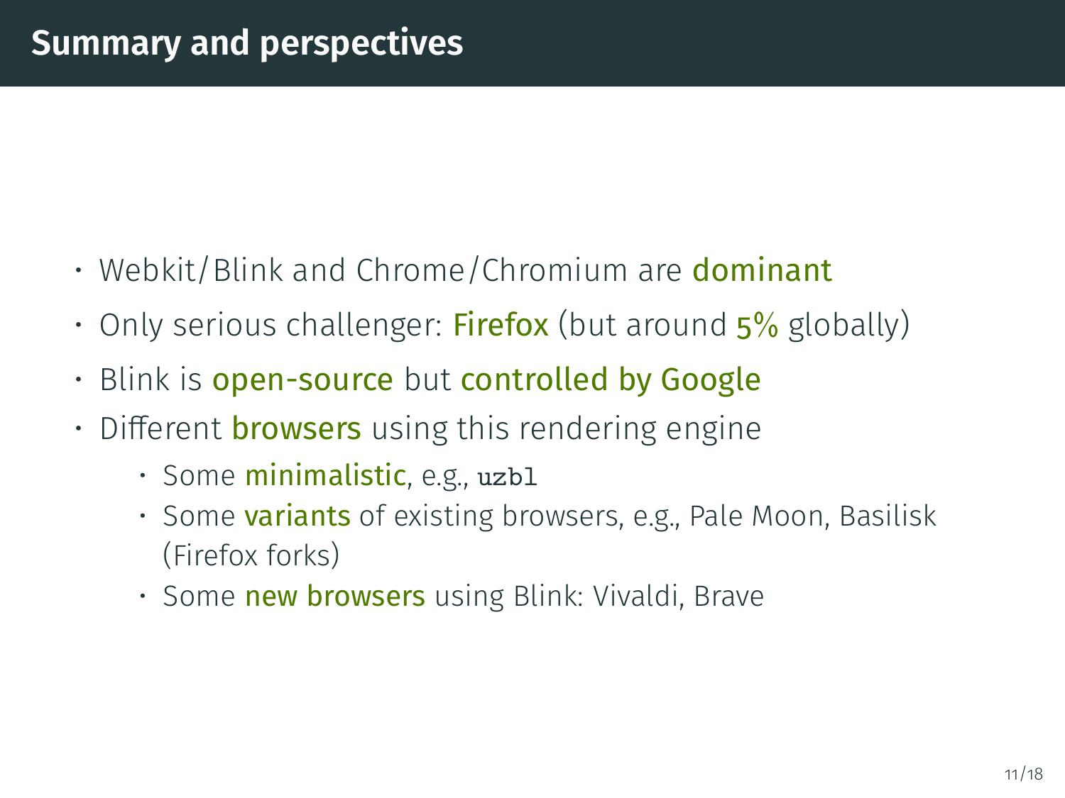# Summary and perspectives

- Webkit/Blink and Chrome/Chromium are **dominant**
- Only serious challenger: **Firefox** (but around **5%** globally)
- Blink is **open-source** but **controlled by Google**
- Different **browsers** using this rendering engine
  - Some **minimalistic**, e.g., `uzbl`
  - Some **variants** of existing browsers, e.g., Pale Moon, Basilisk (Firefox forks)
  - Some **new browsers** using Blink: Vivaldi, Brave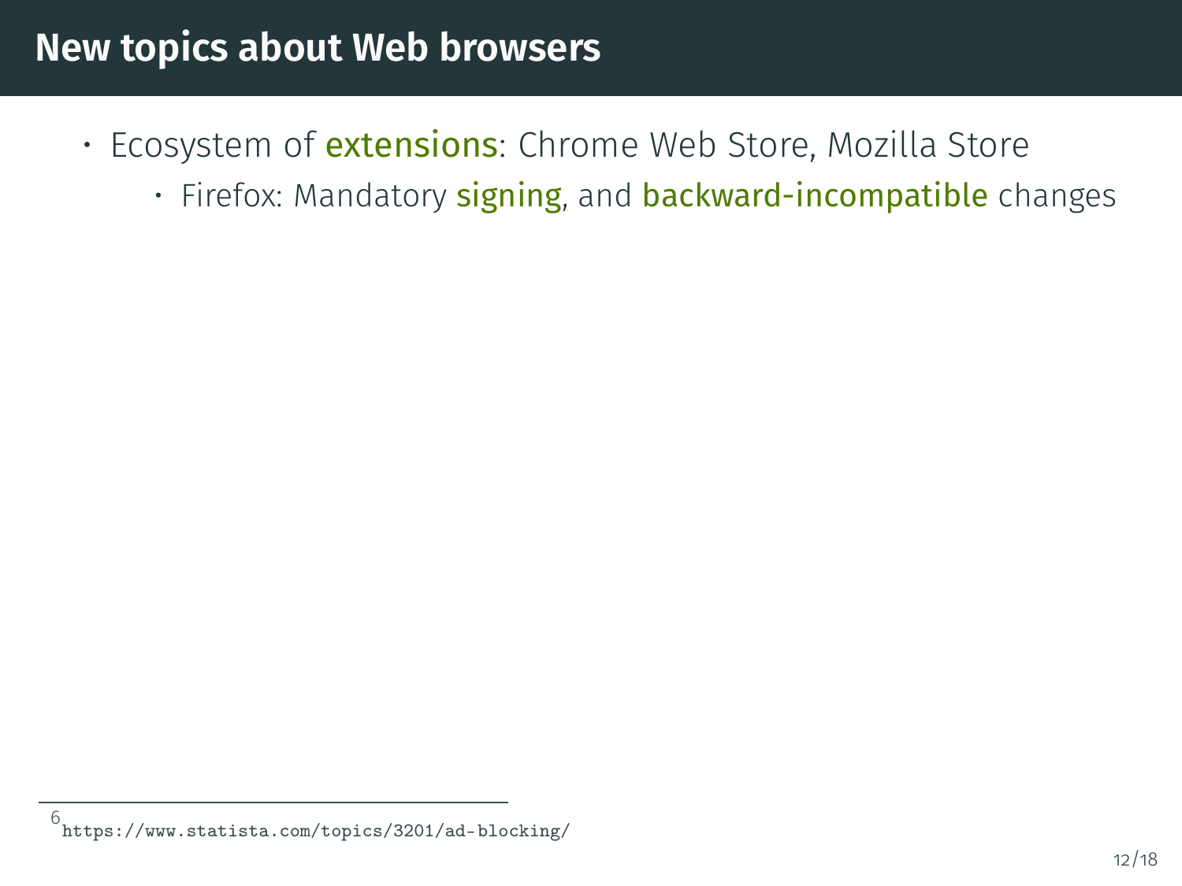# New topics about Web browsers

- Ecosystem of **extensions**: Chrome Web Store, Mozilla Store
  - Firefox: Mandatory **signing**, and **backward-incompatible** changes

[6] https://www.statista.com/topics/3201/ad-blocking/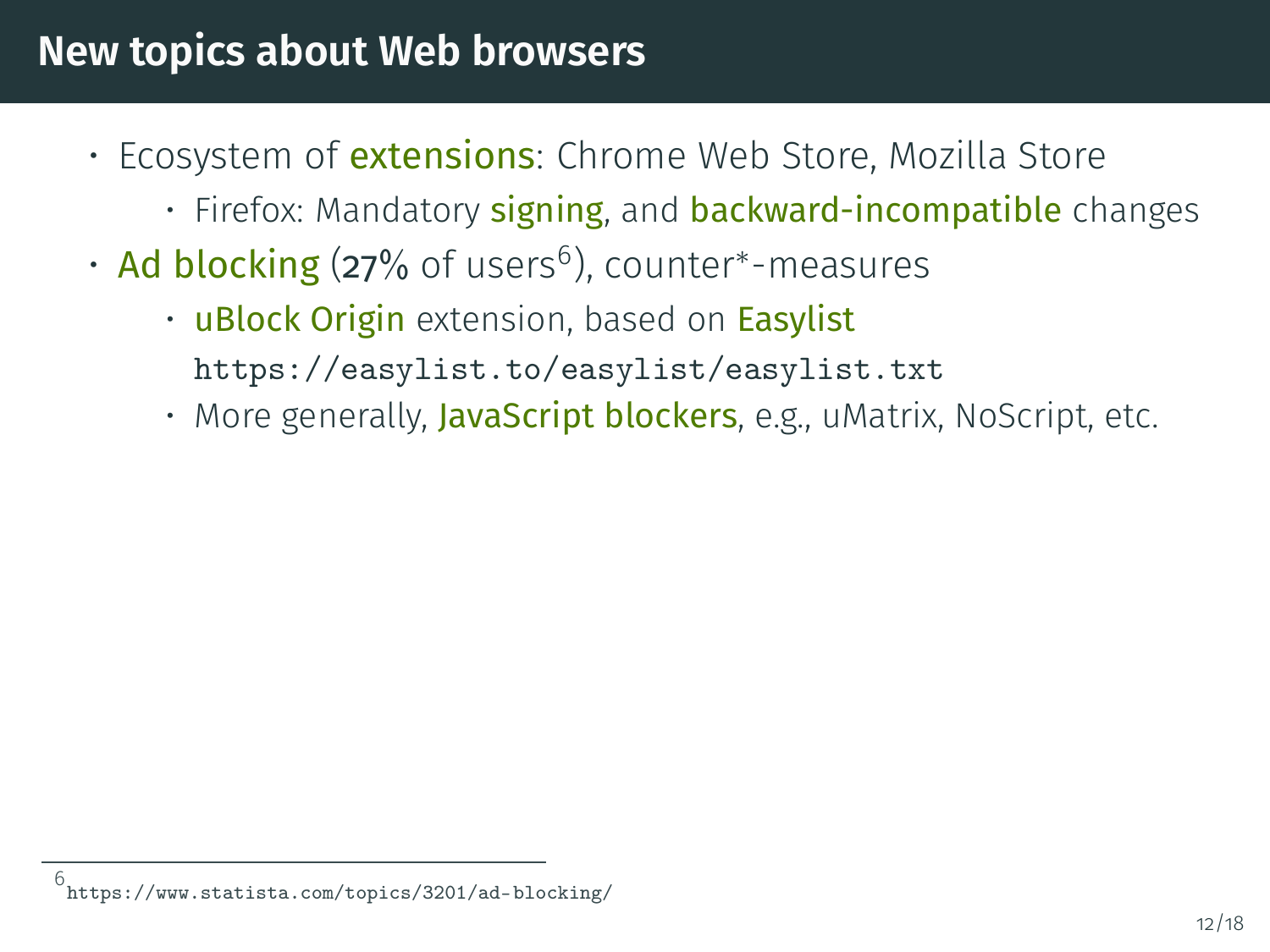# New topics about Web browsers

- Ecosystem of **extensions**: Chrome Web Store, Mozilla Store
  - Firefox: Mandatory **signing**, and **backward-incompatible** changes
- **Ad blocking** (27% of users[6]), counter*-measures
  - **uBlock Origin** extension, based on **Easylist**
    `https://easylist.to/easylist/easylist.txt`
  - More generally, **JavaScript blockers**, e.g., uMatrix, NoScript, etc.

[6] `https://www.statista.com/topics/3201/ad-blocking/`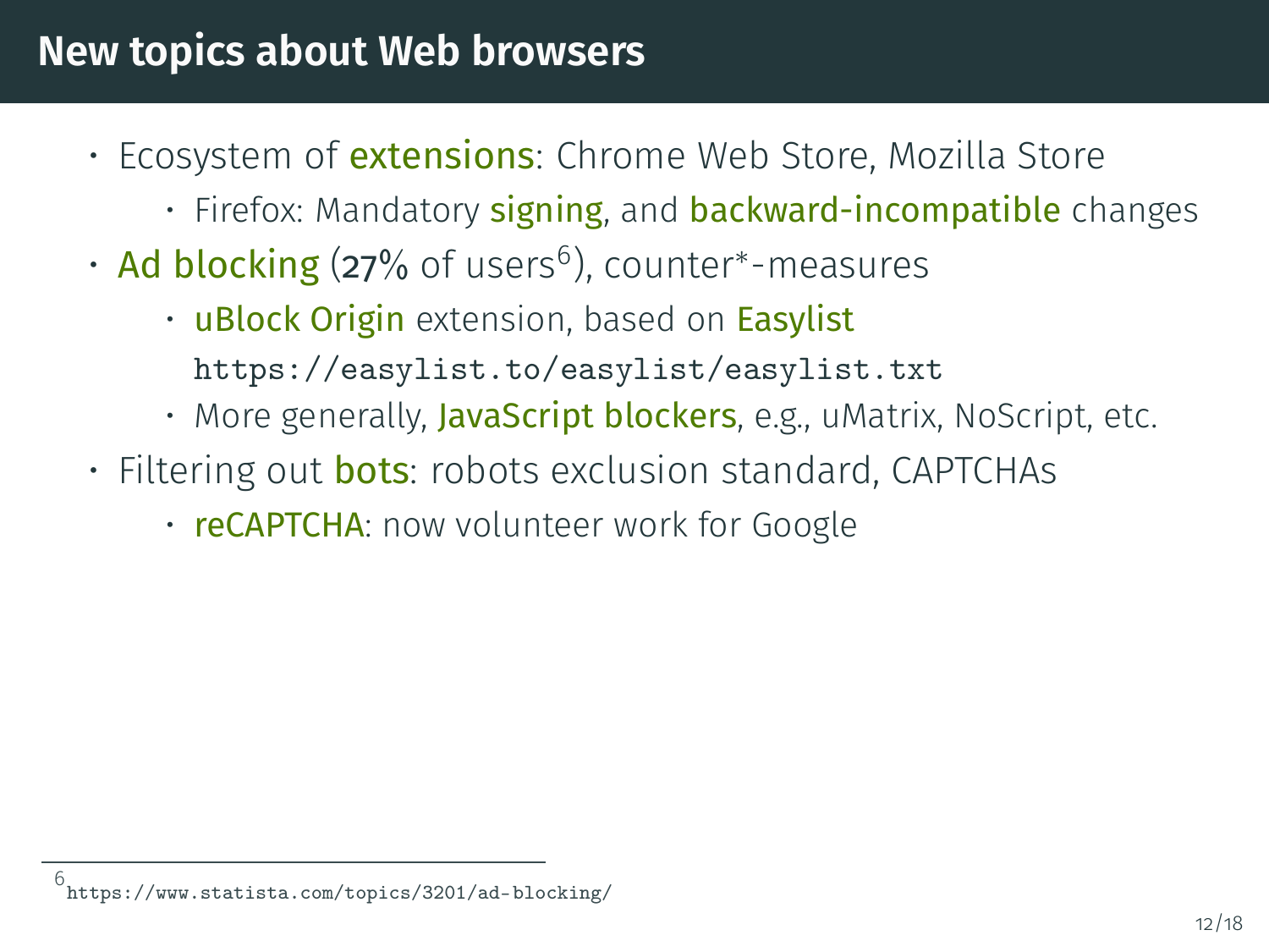# New topics about Web browsers

- Ecosystem of **extensions**: Chrome Web Store, Mozilla Store
  - Firefox: Mandatory **signing**, and **backward-incompatible** changes
- **Ad blocking** (27% of users[6]), counter*-measures
  - **uBlock Origin** extension, based on **Easylist** `https://easylist.to/easylist/easylist.txt`
  - More generally, **JavaScript blockers**, e.g., uMatrix, NoScript, etc.
- Filtering out **bots**: robots exclusion standard, CAPTCHAs
  - **reCAPTCHA**: now volunteer work for Google

[6] `https://www.statista.com/topics/3201/ad-blocking/`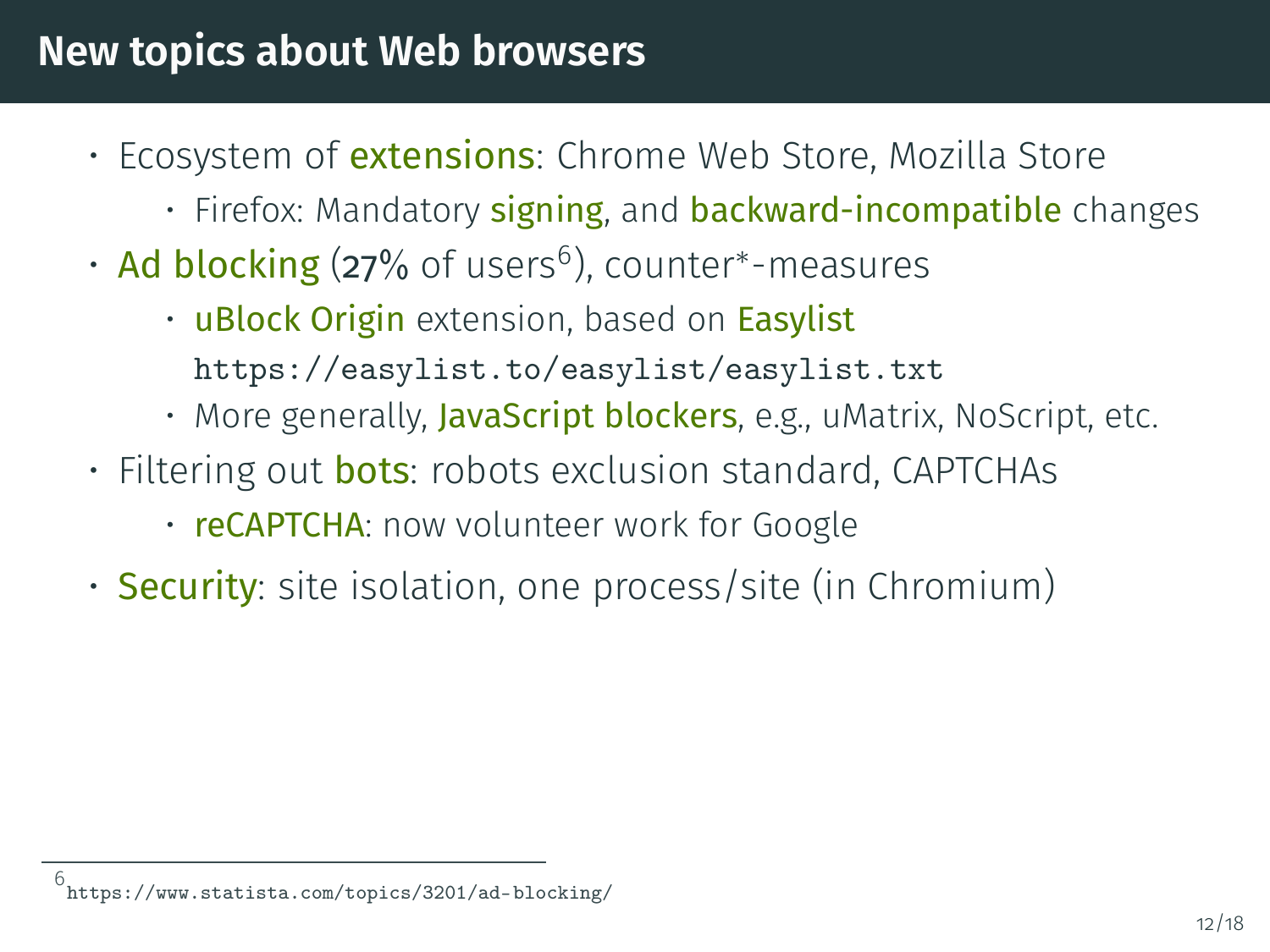# New topics about Web browsers

- Ecosystem of **extensions**: Chrome Web Store, Mozilla Store
  - Firefox: Mandatory **signing**, and **backward-incompatible** changes
- **Ad blocking** (27% of users[6]), counter*-measures
  - **uBlock Origin** extension, based on **Easylist**
    `https://easylist.to/easylist/easylist.txt`
  - More generally, **JavaScript blockers**, e.g., uMatrix, NoScript, etc.
- Filtering out **bots**: robots exclusion standard, CAPTCHAs
  - **reCAPTCHA**: now volunteer work for Google
- **Security**: site isolation, one process/site (in Chromium)

---

[6] `https://www.statista.com/topics/3201/ad-blocking/`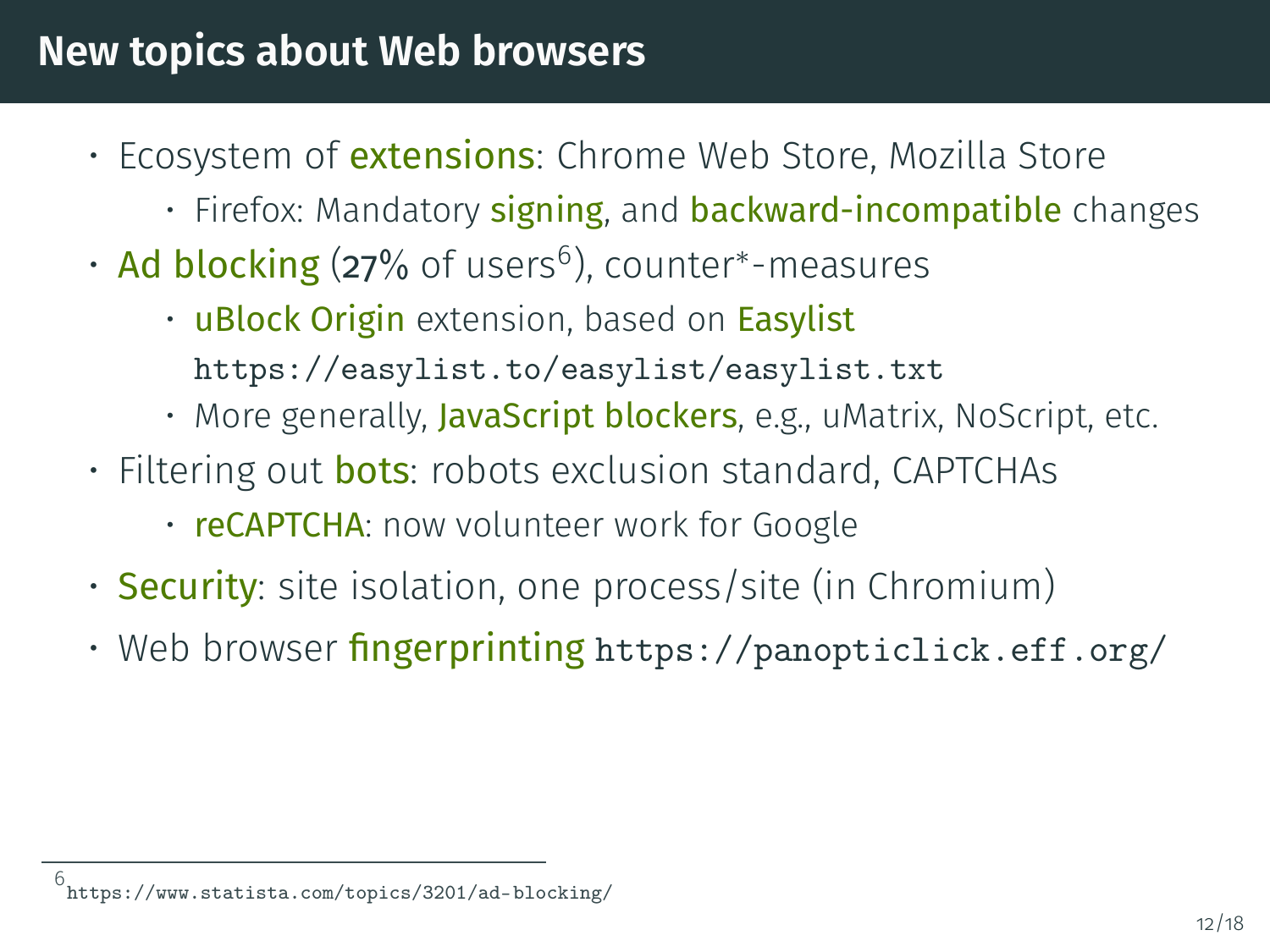# New topics about Web browsers

- Ecosystem of **extensions**: Chrome Web Store, Mozilla Store
  - Firefox: Mandatory **signing**, and **backward-incompatible** changes
- **Ad blocking** (27% of users[6]), counter*-measures
  - **uBlock Origin** extension, based on **Easylist** `https://easylist.to/easylist/easylist.txt`
  - More generally, **JavaScript blockers**, e.g., uMatrix, NoScript, etc.
- Filtering out **bots**: robots exclusion standard, CAPTCHAs
  - **reCAPTCHA**: now volunteer work for Google
- **Security**: site isolation, one process/site (in Chromium)
- Web browser **fingerprinting** `https://panopticlick.eff.org/`

[6] `https://www.statista.com/topics/3201/ad-blocking/`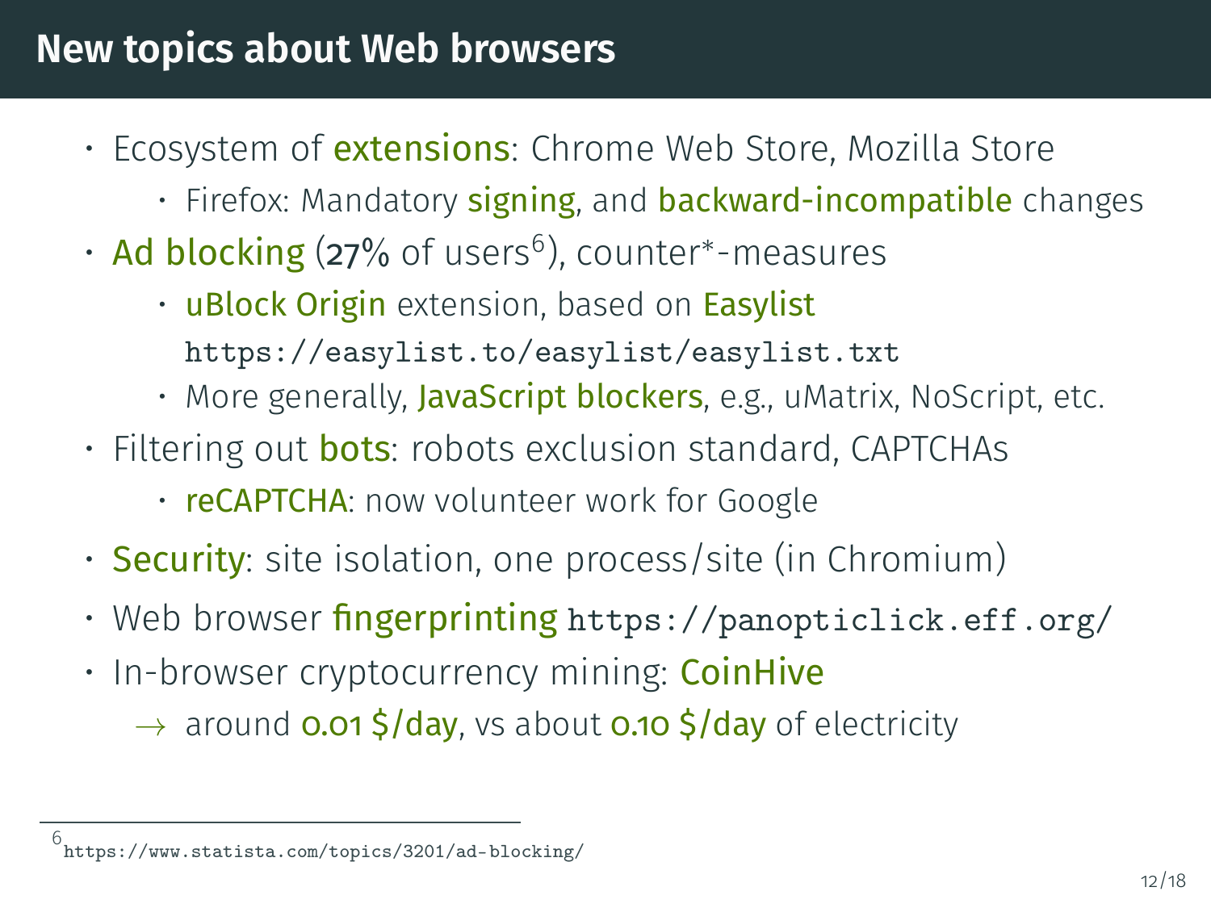# New topics about Web browsers

- Ecosystem of **extensions**: Chrome Web Store, Mozilla Store
  - Firefox: Mandatory **signing**, and **backward-incompatible** changes
- **Ad blocking** (27% of users[6]), counter*-measures
  - **uBlock Origin** extension, based on **Easylist** `https://easylist.to/easylist/easylist.txt`
  - More generally, **JavaScript blockers**, e.g., uMatrix, NoScript, etc.
- Filtering out **bots**: robots exclusion standard, CAPTCHAs
  - **reCAPTCHA**: now volunteer work for Google
- **Security**: site isolation, one process/site (in Chromium)
- Web browser **fingerprinting** `https://panopticlick.eff.org/`
- In-browser cryptocurrency mining: **CoinHive**

  → around **0.01 $/day**, vs about **0.10 $/day** of electricity

[6] `https://www.statista.com/topics/3201/ad-blocking/`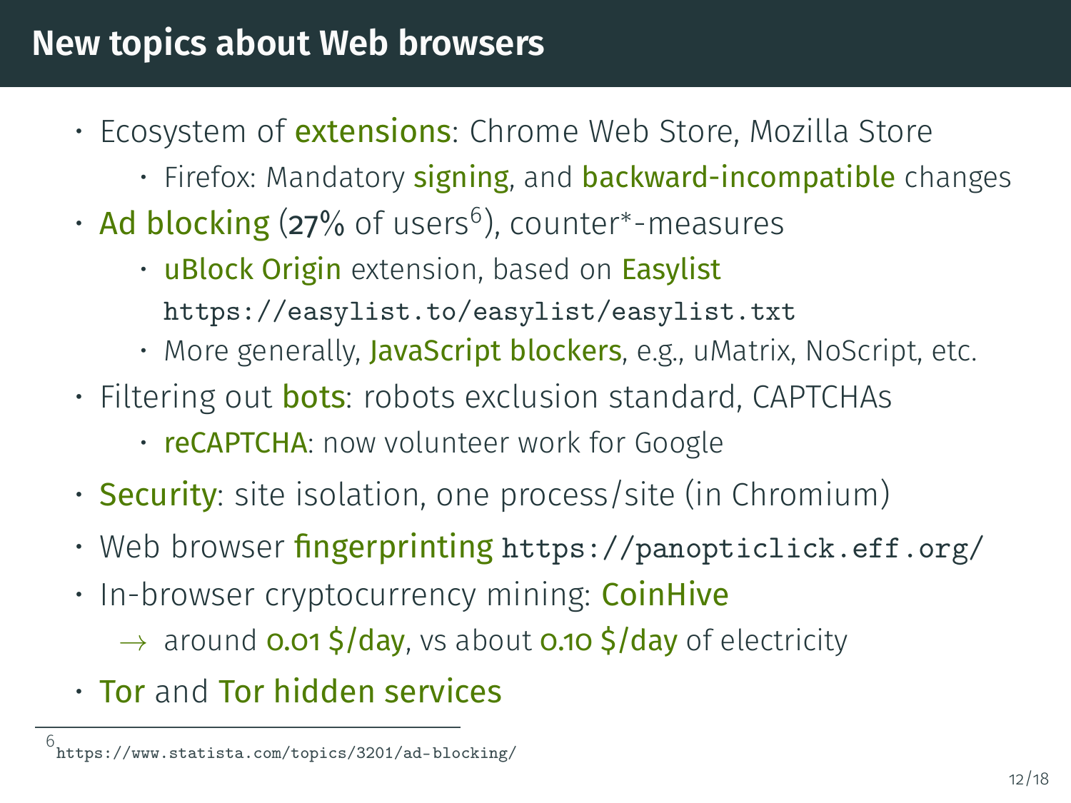# New topics about Web browsers

- Ecosystem of **extensions**: Chrome Web Store, Mozilla Store
  - Firefox: Mandatory **signing**, and **backward-incompatible** changes
- **Ad blocking** (27% of users[6]), counter*-measures
  - **uBlock Origin** extension, based on **Easylist** `https://easylist.to/easylist/easylist.txt`
  - More generally, **JavaScript blockers**, e.g., uMatrix, NoScript, etc.
- Filtering out **bots**: robots exclusion standard, CAPTCHAs
  - **reCAPTCHA**: now volunteer work for Google
- **Security**: site isolation, one process/site (in Chromium)
- Web browser **fingerprinting** `https://panopticlick.eff.org/`
- In-browser cryptocurrency mining: **CoinHive**
  - → around **0.01 $/day**, vs about **0.10 $/day** of electricity
- **Tor** and **Tor hidden services**

[6] `https://www.statista.com/topics/3201/ad-blocking/`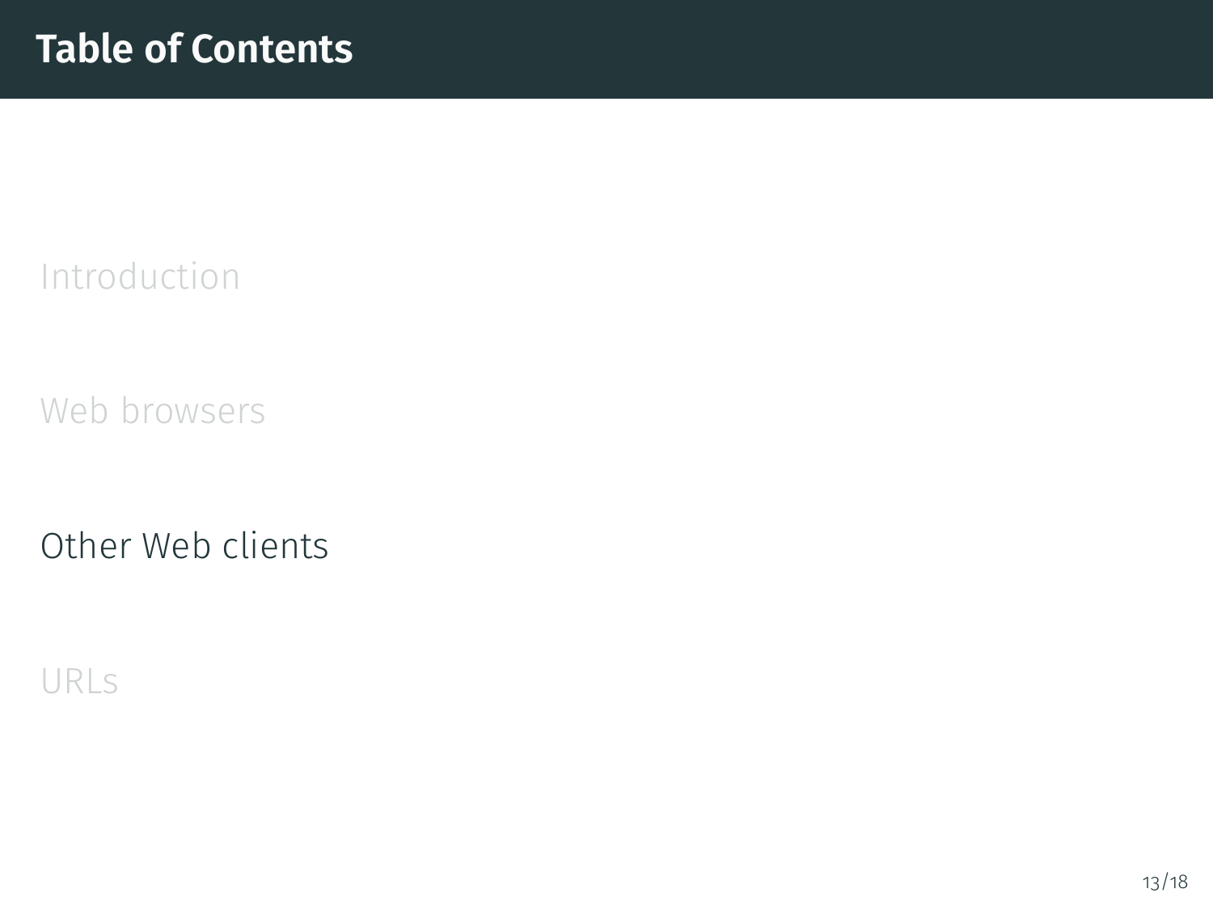# Table of Contents

Introduction

Web browsers

Other Web clients

URLs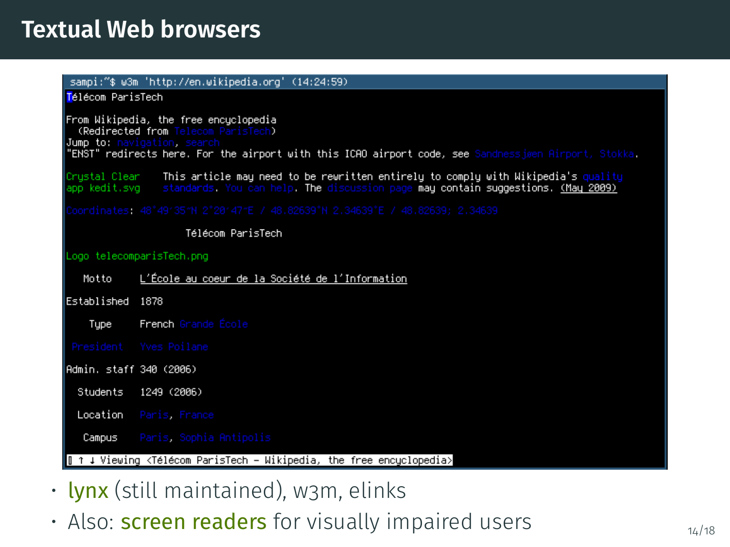# Textual Web browsers

```
 sampi:~$ w3m 'http://en.wikipedia.org' (14:24:59)
Télécom ParisTech

From Wikipedia, the free encyclopedia
  (Redirected from Telecom ParisTech)
Jump to: navigation, search
"ENST" redirects here. For the airport with this ICAO airport code, see Sandnessjøen Airport, Stokka.

Crystal Clear    This article may need to be rewritten entirely to comply with Wikipedia's quality
app kedit.svg    standards. You can help. The discussion page may contain suggestions. (May 2009)

Coordinates: 48°49′35″N 2°20′47″E / 48.82639°N 2.34639°E / 48.82639; 2.34639

                    Télécom ParisTech

Logo telecomparisTech.png

   Motto     L'École au coeur de la Société de l'Information

Established  1878

    Type     French Grande École

 President   Yves Poilane

Admin. staff 340 (2006)

  Students   1249 (2006)

  Location   Paris, France

   Campus    Paris, Sophia Antipolis

▯ ↑ ↓ Viewing <Télécom ParisTech - Wikipedia, the free encyclopedia>
```

- lynx (still maintained), w3m, elinks
- Also: screen readers for visually impaired users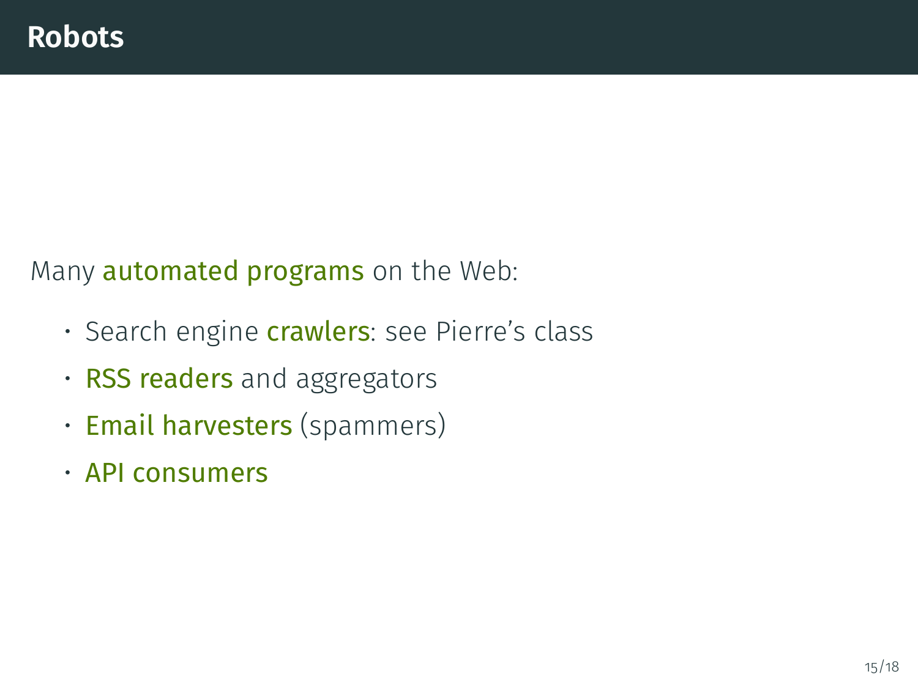# Robots

Many **automated programs** on the Web:

- Search engine **crawlers**: see Pierre's class
- **RSS readers** and aggregators
- **Email harvesters** (spammers)
- **API consumers**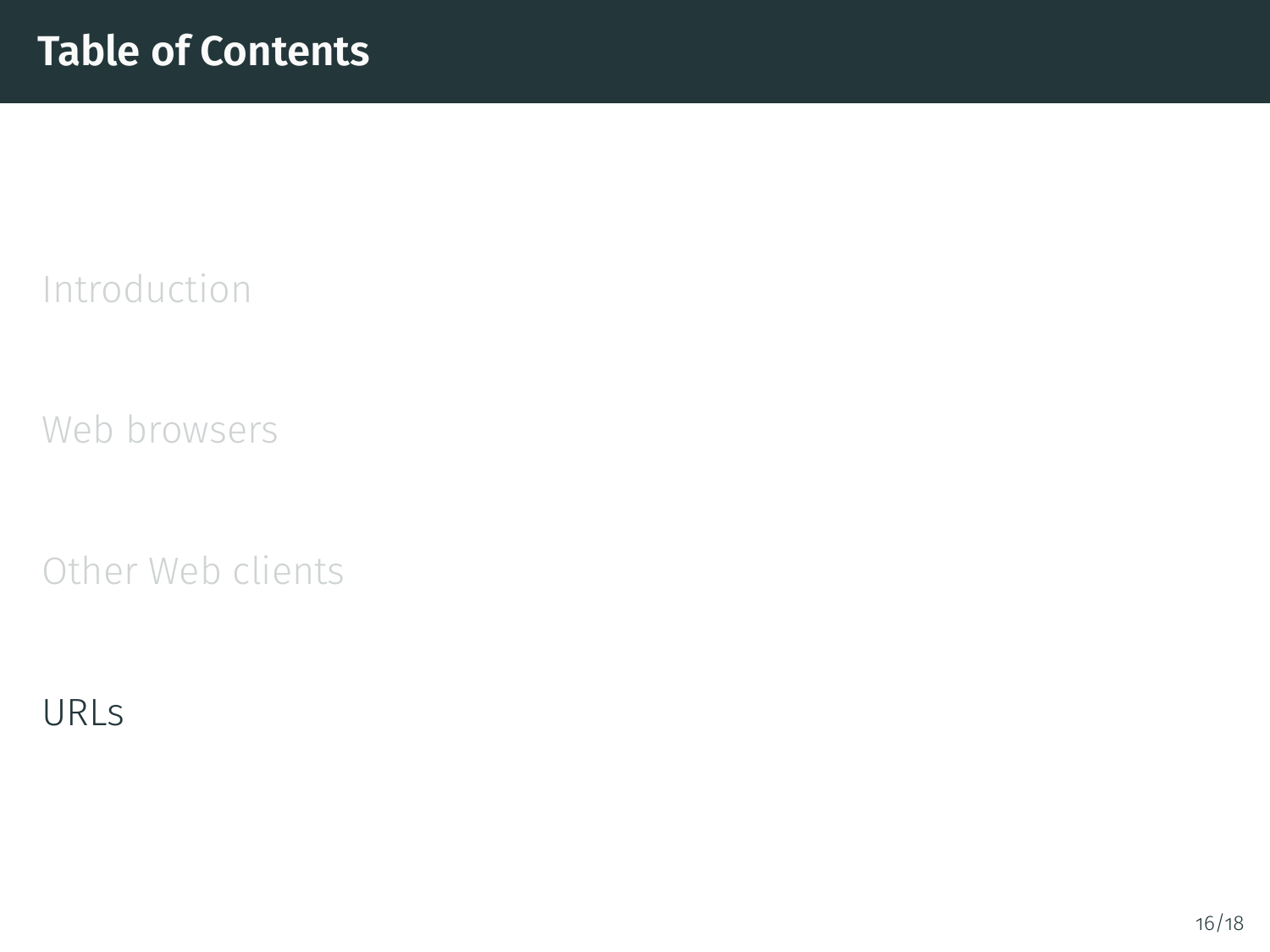# Table of Contents

Introduction

Web browsers

Other Web clients

URLs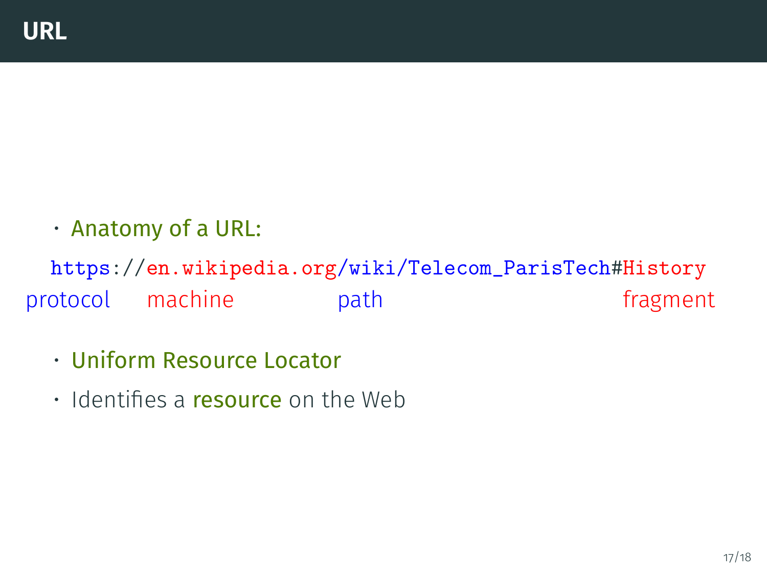# URL

- Anatomy of a URL:

```
https://en.wikipedia.org/wiki/Telecom_ParisTech#History
protocol   machine           path                  fragment
```

- Uniform Resource Locator
- Identifies a **resource** on the Web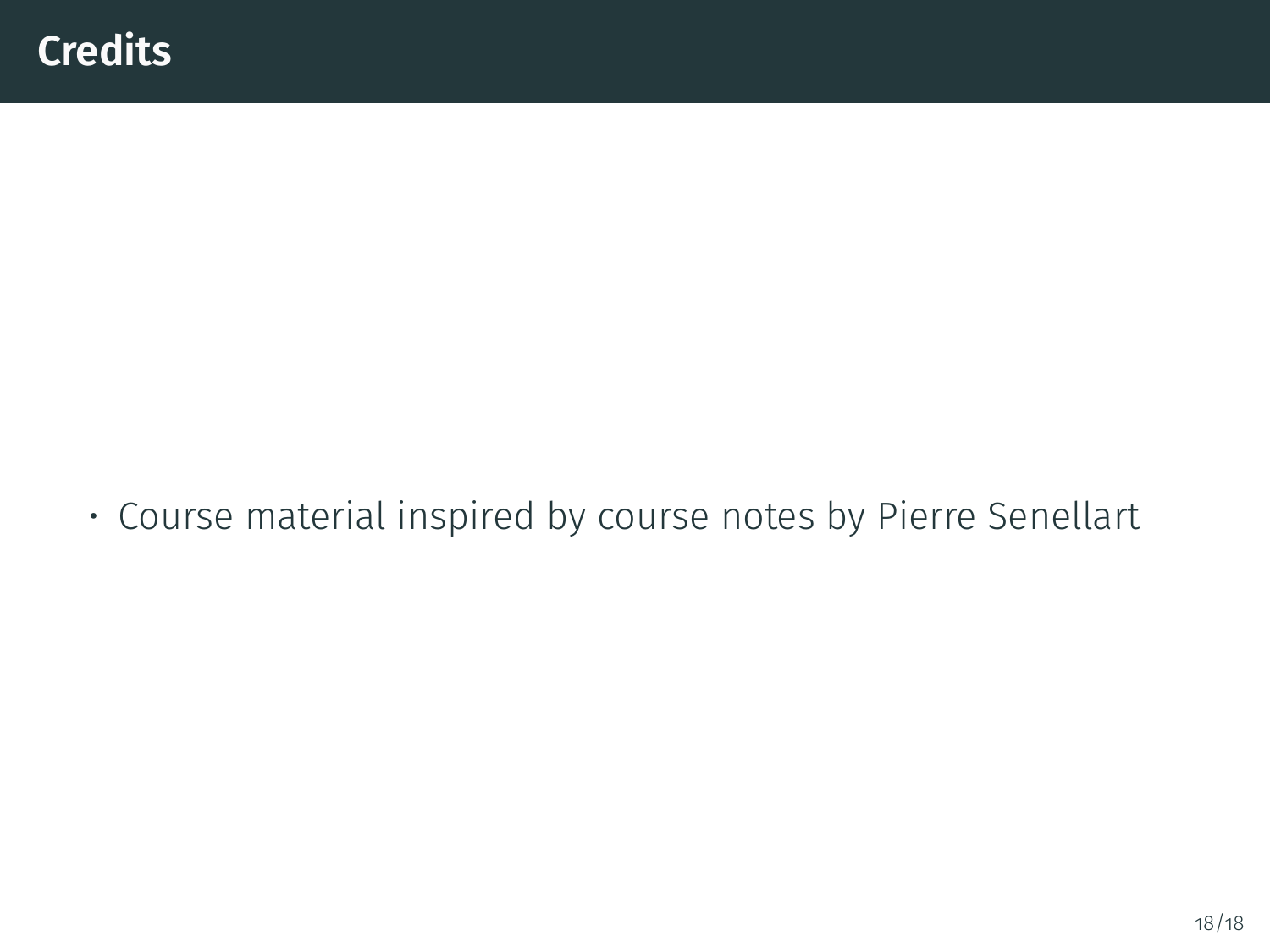# Credits

- Course material inspired by course notes by Pierre Senellart